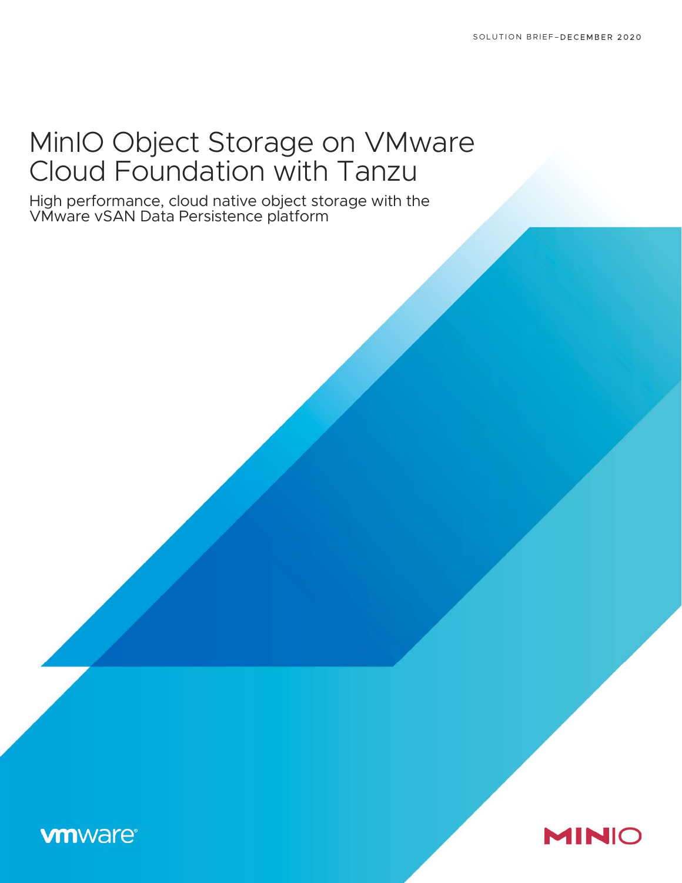SOLUTION BRIEF–DECEMBER 2020

# MinIO Object Storage on VMware Cloud Foundation with Tanzu

## High performance, cloud native object storage with the VMware vSAN Data Persistence platform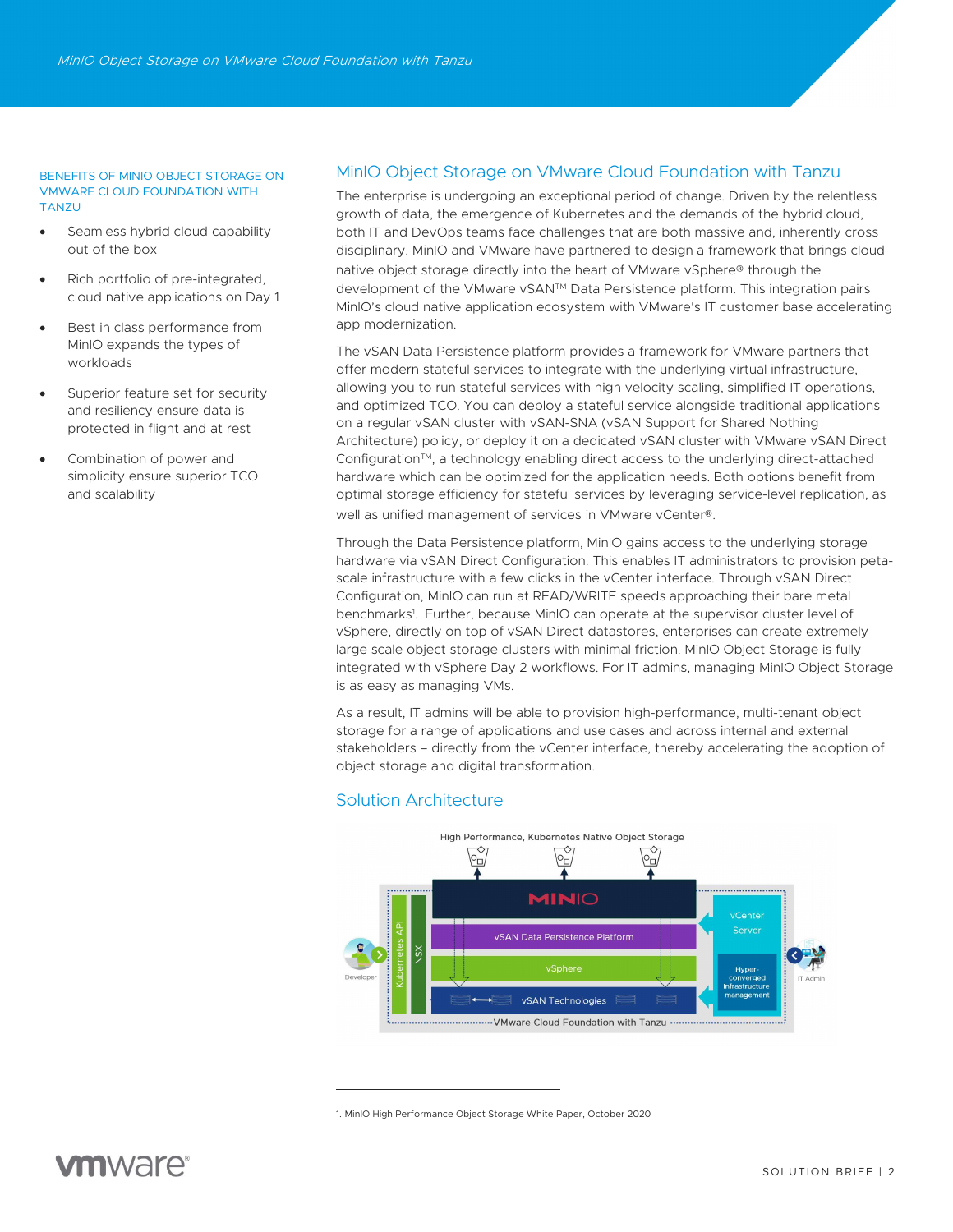BENEFITS OF MINIO OBJECT STORAGE ON VMWARE CLOUD FOUNDATION WITH TANZU

- Seamless hybrid cloud capability out of the box
- Rich portfolio of pre-integrated, cloud native applications on Day 1
- Best in class performance from MinIO expands the types of workloads
- Superior feature set for security and resiliency ensure data is protected in flight and at rest
- Combination of power and simplicity ensure superior TCO and scalability

## MinIO Object Storage on VMware Cloud Foundation with Tanzu

The enterprise is undergoing an exceptional period of change. Driven by the relentless growth of data, the emergence of Kubernetes and the demands of the hybrid cloud, both IT and DevOps teams face challenges that are both massive and, inherently cross disciplinary. MinIO and VMware have partnered to design a framework that brings cloud native object storage directly into the heart of VMware vSphere® through the development of the VMware vSAN™ Data Persistence platform. This integration pairs MinIO's cloud native application ecosystem with VMware's IT customer base accelerating app modernization.

The vSAN Data Persistence platform provides a framework for VMware partners that offer modern stateful services to integrate with the underlying virtual infrastructure, allowing you to run stateful services with high velocity scaling, simplified IT operations, and optimized TCO. You can deploy a stateful service alongside traditional applications on a regular vSAN cluster with vSAN-SNA (vSAN Support for Shared Nothing Architecture) policy, or deploy it on a dedicated vSAN cluster with VMware vSAN Direct Configuration™, a technology enabling direct access to the underlying direct-attached hardware which can be optimized for the application needs. Both options benefit from optimal storage efficiency for stateful services by leveraging service-level replication, as well as unified management of services in VMware vCenter®.

Through the Data Persistence platform, MinIO gains access to the underlying storage hardware via vSAN Direct Configuration. This enables IT administrators to provision peta-scale infrastructure with a few clicks in the vCenter interface. Through vSAN Direct Configuration, MinIO can run at READ/WRITE speeds approaching their bare metal benchmarks[1]. Further, because MinIO can operate at the supervisor cluster level of vSphere, directly on top of vSAN Direct datastores, enterprises can create extremely large scale object storage clusters with minimal friction. MinIO Object Storage is fully integrated with vSphere Day 2 workflows. For IT admins, managing MinIO Object Storage is as easy as managing VMs.

As a result, IT admins will be able to provision high-performance, multi-tenant object storage for a range of applications and use cases and across internal and external stakeholders – directly from the vCenter interface, thereby accelerating the adoption of object storage and digital transformation.

## Solution Architecture

High Performance, Kubernetes Native Object Storage

MINIO | vSAN Data Persistence Platform | vSphere | vSAN Technologies | Kubernetes API | NSX | vCenter Server | Hyper-converged Infrastructure management | Developer | IT Admin | VMware Cloud Foundation with Tanzu

1. MinIO High Performance Object Storage White Paper, October 2020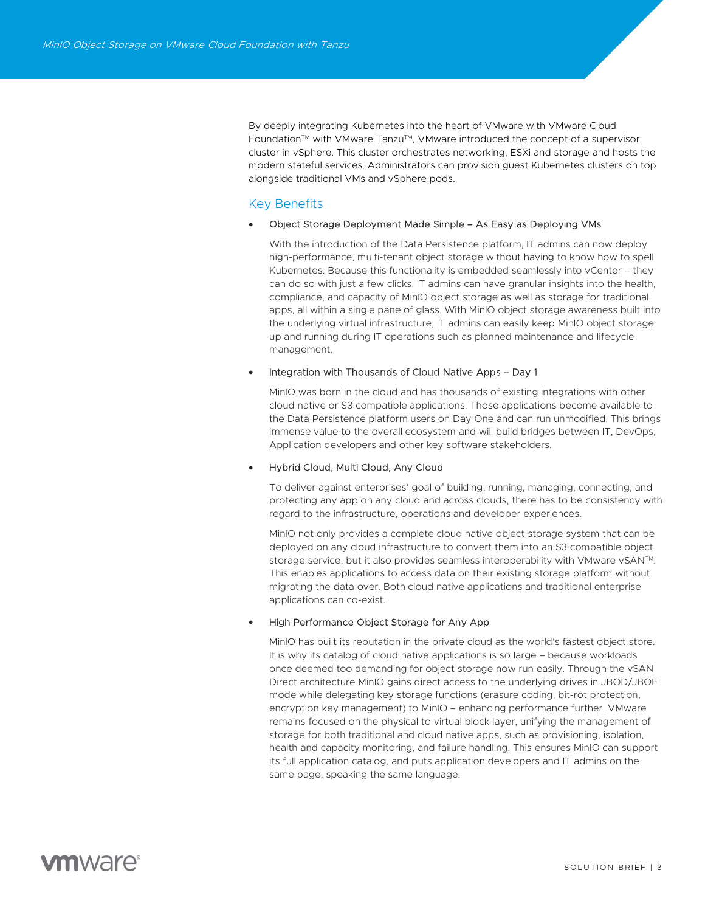By deeply integrating Kubernetes into the heart of VMware with VMware Cloud Foundation™ with VMware Tanzu™, VMware introduced the concept of a supervisor cluster in vSphere. This cluster orchestrates networking, ESXi and storage and hosts the modern stateful services. Administrators can provision guest Kubernetes clusters on top alongside traditional VMs and vSphere pods.

## Key Benefits

- Object Storage Deployment Made Simple – As Easy as Deploying VMs

  With the introduction of the Data Persistence platform, IT admins can now deploy high-performance, multi-tenant object storage without having to know how to spell Kubernetes. Because this functionality is embedded seamlessly into vCenter – they can do so with just a few clicks. IT admins can have granular insights into the health, compliance, and capacity of MinIO object storage as well as storage for traditional apps, all within a single pane of glass. With MinIO object storage awareness built into the underlying virtual infrastructure, IT admins can easily keep MinIO object storage up and running during IT operations such as planned maintenance and lifecycle management.

- Integration with Thousands of Cloud Native Apps – Day 1

  MinIO was born in the cloud and has thousands of existing integrations with other cloud native or S3 compatible applications. Those applications become available to the Data Persistence platform users on Day One and can run unmodified. This brings immense value to the overall ecosystem and will build bridges between IT, DevOps, Application developers and other key software stakeholders.

- Hybrid Cloud, Multi Cloud, Any Cloud

  To deliver against enterprises' goal of building, running, managing, connecting, and protecting any app on any cloud and across clouds, there has to be consistency with regard to the infrastructure, operations and developer experiences.

  MinIO not only provides a complete cloud native object storage system that can be deployed on any cloud infrastructure to convert them into an S3 compatible object storage service, but it also provides seamless interoperability with VMware vSAN™. This enables applications to access data on their existing storage platform without migrating the data over. Both cloud native applications and traditional enterprise applications can co-exist.

- High Performance Object Storage for Any App

  MinIO has built its reputation in the private cloud as the world's fastest object store. It is why its catalog of cloud native applications is so large – because workloads once deemed too demanding for object storage now run easily. Through the vSAN Direct architecture MinIO gains direct access to the underlying drives in JBOD/JBOF mode while delegating key storage functions (erasure coding, bit-rot protection, encryption key management) to MinIO – enhancing performance further. VMware remains focused on the physical to virtual block layer, unifying the management of storage for both traditional and cloud native apps, such as provisioning, isolation, health and capacity monitoring, and failure handling. This ensures MinIO can support its full application catalog, and puts application developers and IT admins on the same page, speaking the same language.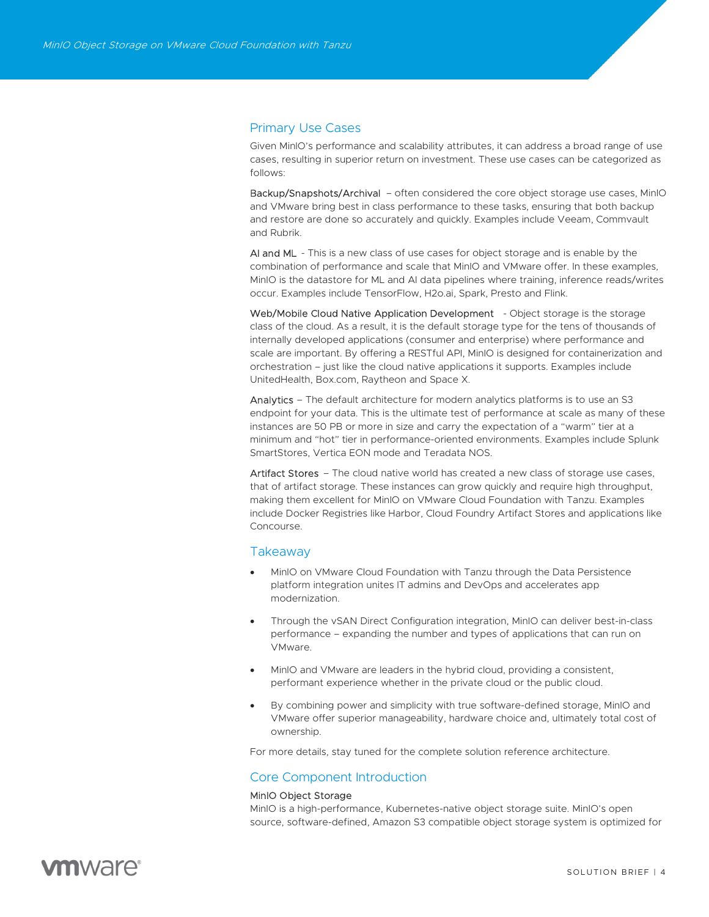## Primary Use Cases

Given MinIO's performance and scalability attributes, it can address a broad range of use cases, resulting in superior return on investment. These use cases can be categorized as follows:

Backup/Snapshots/Archival – often considered the core object storage use cases, MinIO and VMware bring best in class performance to these tasks, ensuring that both backup and restore are done so accurately and quickly. Examples include Veeam, Commvault and Rubrik.

AI and ML - This is a new class of use cases for object storage and is enable by the combination of performance and scale that MinIO and VMware offer. In these examples, MinIO is the datastore for ML and AI data pipelines where training, inference reads/writes occur. Examples include TensorFlow, H2o.ai, Spark, Presto and Flink.

Web/Mobile Cloud Native Application Development - Object storage is the storage class of the cloud. As a result, it is the default storage type for the tens of thousands of internally developed applications (consumer and enterprise) where performance and scale are important. By offering a RESTful API, MinIO is designed for containerization and orchestration – just like the cloud native applications it supports. Examples include UnitedHealth, Box.com, Raytheon and Space X.

Analytics – The default architecture for modern analytics platforms is to use an S3 endpoint for your data. This is the ultimate test of performance at scale as many of these instances are 50 PB or more in size and carry the expectation of a "warm" tier at a minimum and "hot" tier in performance-oriented environments. Examples include Splunk SmartStores, Vertica EON mode and Teradata NOS.

Artifact Stores – The cloud native world has created a new class of storage use cases, that of artifact storage. These instances can grow quickly and require high throughput, making them excellent for MinIO on VMware Cloud Foundation with Tanzu. Examples include Docker Registries like Harbor, Cloud Foundry Artifact Stores and applications like Concourse.

## Takeaway

- MinIO on VMware Cloud Foundation with Tanzu through the Data Persistence platform integration unites IT admins and DevOps and accelerates app modernization.
- Through the vSAN Direct Configuration integration, MinIO can deliver best-in-class performance – expanding the number and types of applications that can run on VMware.
- MinIO and VMware are leaders in the hybrid cloud, providing a consistent, performant experience whether in the private cloud or the public cloud.
- By combining power and simplicity with true software-defined storage, MinIO and VMware offer superior manageability, hardware choice and, ultimately total cost of ownership.

For more details, stay tuned for the complete solution reference architecture.

## Core Component Introduction

### MinIO Object Storage

MinIO is a high-performance, Kubernetes-native object storage suite. MinIO's open source, software-defined, Amazon S3 compatible object storage system is optimized for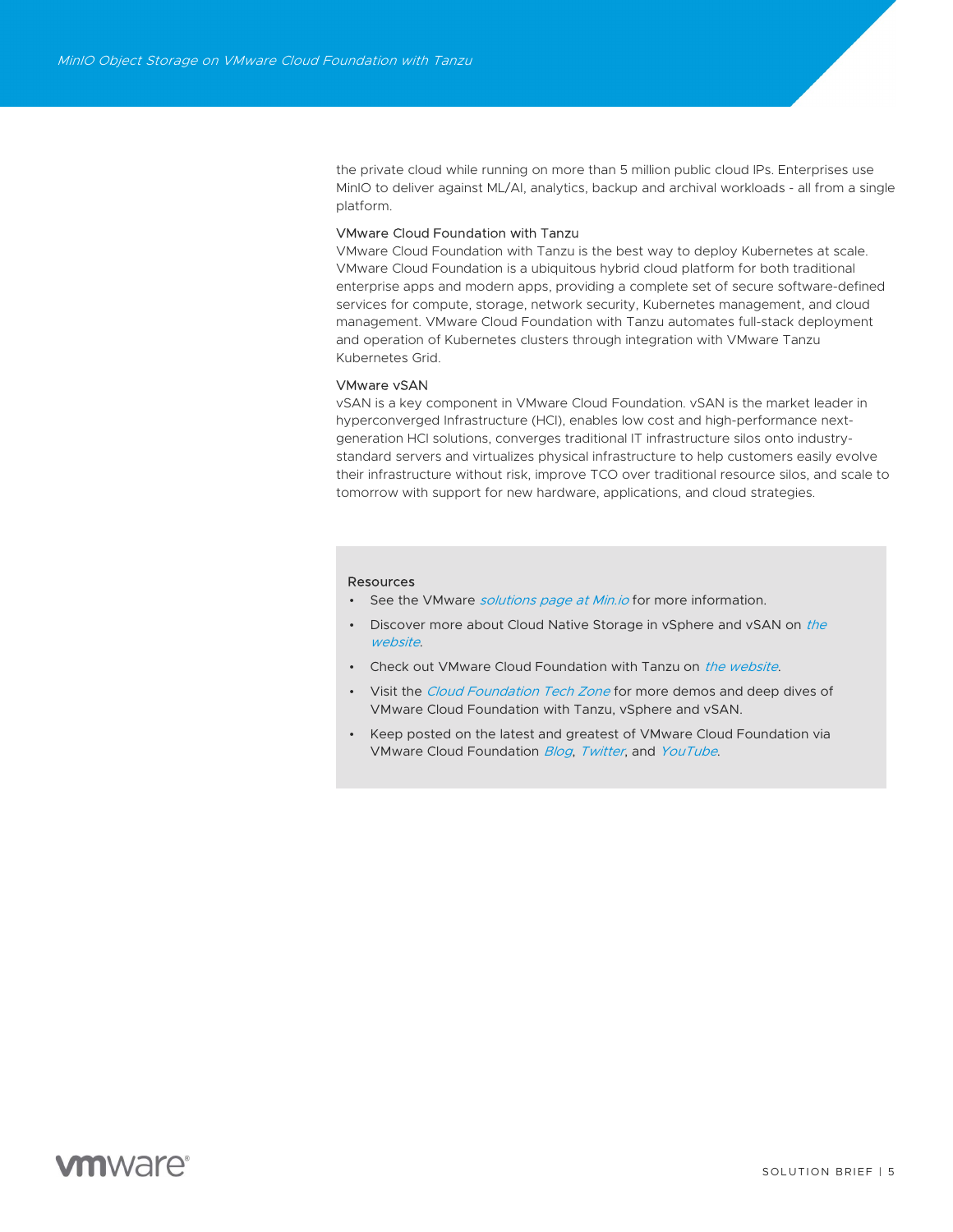the private cloud while running on more than 5 million public cloud IPs. Enterprises use MinIO to deliver against ML/AI, analytics, backup and archival workloads - all from a single platform.

### VMware Cloud Foundation with Tanzu

VMware Cloud Foundation with Tanzu is the best way to deploy Kubernetes at scale. VMware Cloud Foundation is a ubiquitous hybrid cloud platform for both traditional enterprise apps and modern apps, providing a complete set of secure software-defined services for compute, storage, network security, Kubernetes management, and cloud management. VMware Cloud Foundation with Tanzu automates full-stack deployment and operation of Kubernetes clusters through integration with VMware Tanzu Kubernetes Grid.

### VMware vSAN

vSAN is a key component in VMware Cloud Foundation. vSAN is the market leader in hyperconverged Infrastructure (HCI), enables low cost and high-performance next-generation HCI solutions, converges traditional IT infrastructure silos onto industry-standard servers and virtualizes physical infrastructure to help customers easily evolve their infrastructure without risk, improve TCO over traditional resource silos, and scale to tomorrow with support for new hardware, applications, and cloud strategies.

### Resources

- See the VMware *solutions page at Min.io* for more information.
- Discover more about Cloud Native Storage in vSphere and vSAN on *the website*.
- Check out VMware Cloud Foundation with Tanzu on *the website*.
- Visit the *Cloud Foundation Tech Zone* for more demos and deep dives of VMware Cloud Foundation with Tanzu, vSphere and vSAN.
- Keep posted on the latest and greatest of VMware Cloud Foundation via VMware Cloud Foundation *Blog*, *Twitter*, and *YouTube*.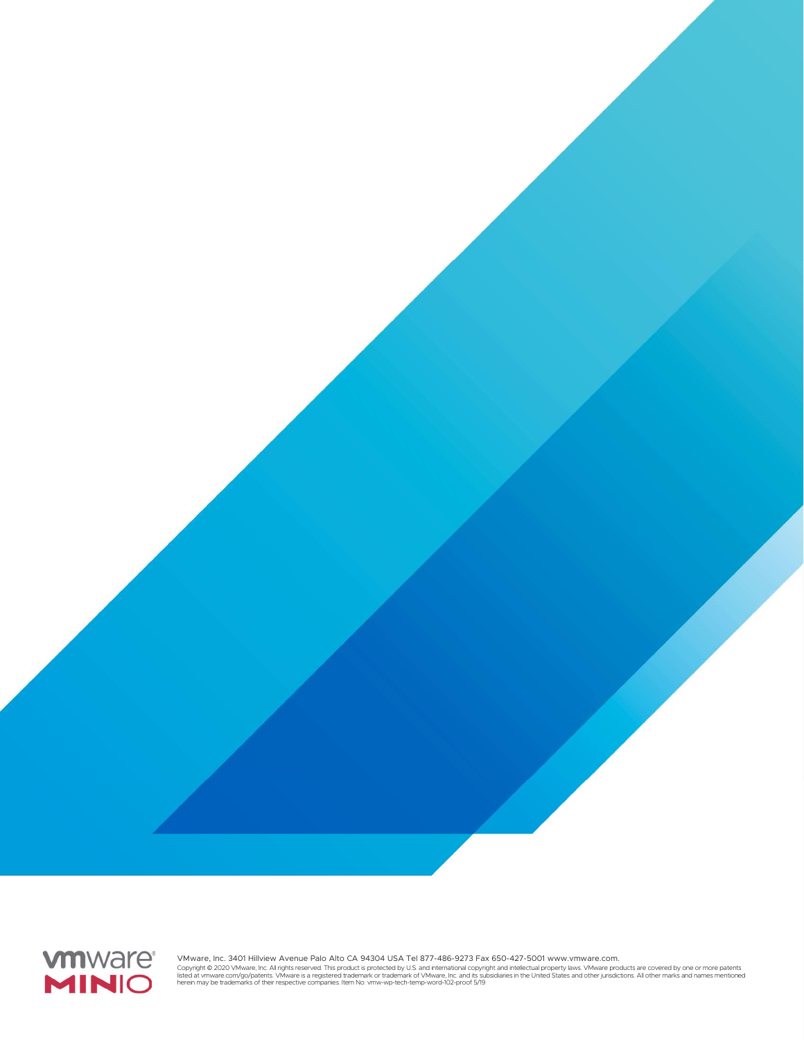VMware, Inc. 3401 Hillview Avenue Palo Alto CA 94304 USA Tel 877-486-9273 Fax 650-427-5001 www.vmware.com.

Copyright © 2020 VMware, Inc. All rights reserved. This product is protected by U.S. and international copyright and intellectual property laws. VMware products are covered by one or more patents listed at vmware.com/go/patents. VMware is a registered trademark or trademark of VMware, Inc. and its subsidiaries in the United States and other jurisdictions. All other marks and names mentioned herein may be trademarks of their respective companies. Item No: vmw-wp-tech-temp-word-102-proof 5/19